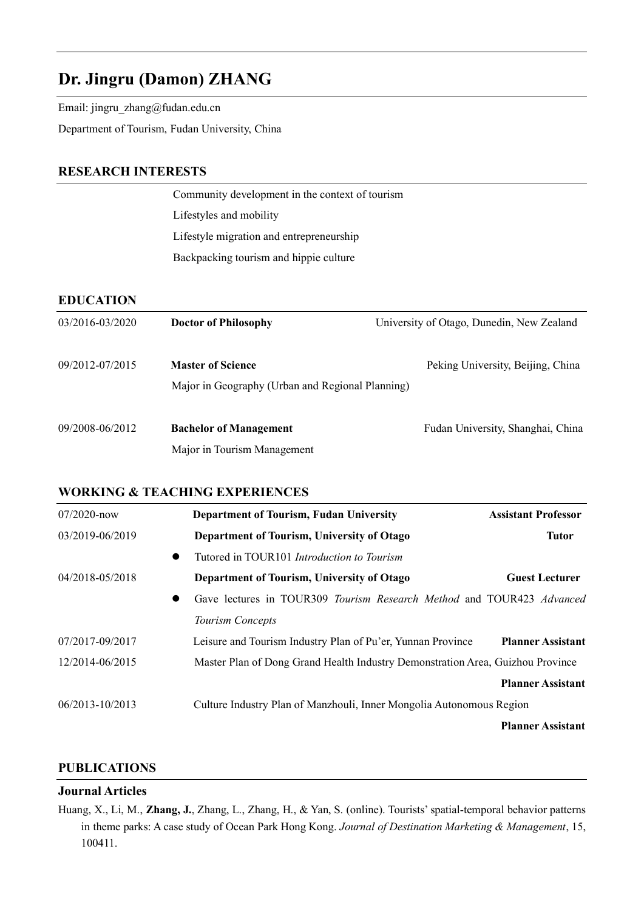# Dr. Jingru (Damon) ZHANG

Email: jingru_zhang@fudan.edu.cn

Department of Tourism, Fudan University, China

## RESEARCH INTERESTS

Community development in the context of tourism

Lifestyles and mobility

Lifestyle migration and entrepreneurship

Backpacking tourism and hippie culture

## EDUCATION

03/2016-03/2020 **Doctor of Philosophy** — University of Otago, Dunedin, New Zealand

09/2012-07/2015 **Master of Science** — Peking University, Beijing, China
Major in Geography (Urban and Regional Planning)

09/2008-06/2012 **Bachelor of Management** — Fudan University, Shanghai, China
Major in Tourism Management

## WORKING & TEACHING EXPERIENCES

07/2020-now **Department of Tourism, Fudan University** — **Assistant Professor**

03/2019-06/2019 **Department of Tourism, University of Otago** — **Tutor**

- Tutored in TOUR101 *Introduction to Tourism*

04/2018-05/2018 **Department of Tourism, University of Otago** — **Guest Lecturer**

- Gave lectures in TOUR309 *Tourism Research Method* and TOUR423 *Advanced Tourism Concepts*

07/2017-09/2017 Leisure and Tourism Industry Plan of Pu'er, Yunnan Province — **Planner Assistant**

12/2014-06/2015 Master Plan of Dong Grand Health Industry Demonstration Area, Guizhou Province — **Planner Assistant**

06/2013-10/2013 Culture Industry Plan of Manzhouli, Inner Mongolia Autonomous Region — **Planner Assistant**

## PUBLICATIONS

### Journal Articles

Huang, X., Li, M., **Zhang, J.**, Zhang, L., Zhang, H., & Yan, S. (online). Tourists' spatial-temporal behavior patterns in theme parks: A case study of Ocean Park Hong Kong. *Journal of Destination Marketing & Management*, 15, 100411.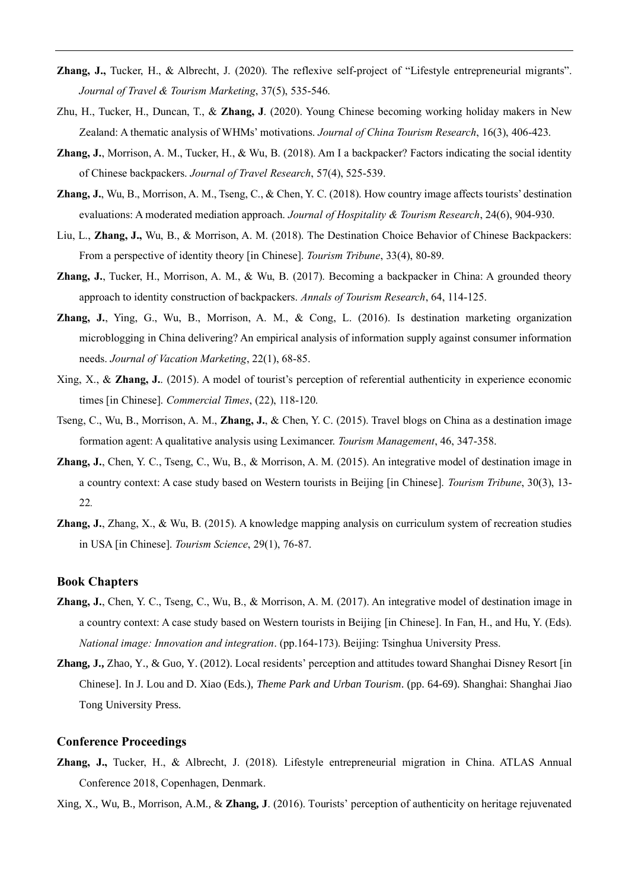**Zhang, J.,** Tucker, H., & Albrecht, J. (2020). The reflexive self-project of "Lifestyle entrepreneurial migrants". *Journal of Travel & Tourism Marketing*, 37(5), 535-546.

Zhu, H., Tucker, H., Duncan, T., & **Zhang, J**. (2020). Young Chinese becoming working holiday makers in New Zealand: A thematic analysis of WHMs' motivations. *Journal of China Tourism Research*, 16(3), 406-423.

**Zhang, J.**, Morrison, A. M., Tucker, H., & Wu, B. (2018). Am I a backpacker? Factors indicating the social identity of Chinese backpackers. *Journal of Travel Research*, 57(4), 525-539.

**Zhang, J.**, Wu, B., Morrison, A. M., Tseng, C., & Chen, Y. C. (2018). How country image affects tourists' destination evaluations: A moderated mediation approach. *Journal of Hospitality & Tourism Research*, 24(6), 904-930.

Liu, L., **Zhang, J.,** Wu, B., & Morrison, A. M. (2018). The Destination Choice Behavior of Chinese Backpackers: From a perspective of identity theory [in Chinese]. *Tourism Tribune*, 33(4), 80-89.

**Zhang, J.**, Tucker, H., Morrison, A. M., & Wu, B. (2017). Becoming a backpacker in China: A grounded theory approach to identity construction of backpackers. *Annals of Tourism Research*, 64, 114-125.

**Zhang, J.**, Ying, G., Wu, B., Morrison, A. M., & Cong, L. (2016). Is destination marketing organization microblogging in China delivering? An empirical analysis of information supply against consumer information needs. *Journal of Vacation Marketing*, 22(1), 68-85.

Xing, X., & **Zhang, J.**. (2015). A model of tourist's perception of referential authenticity in experience economic times [in Chinese]. *Commercial Times*, (22), 118-120.

Tseng, C., Wu, B., Morrison, A. M., **Zhang, J.**, & Chen, Y. C. (2015). Travel blogs on China as a destination image formation agent: A qualitative analysis using Leximancer. *Tourism Management*, 46, 347-358.

**Zhang, J.**, Chen, Y. C., Tseng, C., Wu, B., & Morrison, A. M. (2015). An integrative model of destination image in a country context: A case study based on Western tourists in Beijing [in Chinese]. *Tourism Tribune*, 30(3), 13-22.

**Zhang, J.**, Zhang, X., & Wu, B. (2015). A knowledge mapping analysis on curriculum system of recreation studies in USA [in Chinese]. *Tourism Science*, 29(1), 76-87.

### Book Chapters

**Zhang, J.**, Chen, Y. C., Tseng, C., Wu, B., & Morrison, A. M. (2017). An integrative model of destination image in a country context: A case study based on Western tourists in Beijing [in Chinese]. In Fan, H., and Hu, Y. (Eds). *National image: Innovation and integration*. (pp.164-173). Beijing: Tsinghua University Press.

**Zhang, J.,** Zhao, Y., & Guo, Y. (2012). Local residents' perception and attitudes toward Shanghai Disney Resort [in Chinese]. In J. Lou and D. Xiao (Eds.), *Theme Park and Urban Tourism*. (pp. 64-69). Shanghai: Shanghai Jiao Tong University Press.

### Conference Proceedings

**Zhang, J.,** Tucker, H., & Albrecht, J. (2018). Lifestyle entrepreneurial migration in China. ATLAS Annual Conference 2018, Copenhagen, Denmark.

Xing, X., Wu, B., Morrison, A.M., & **Zhang, J**. (2016). Tourists' perception of authenticity on heritage rejuvenated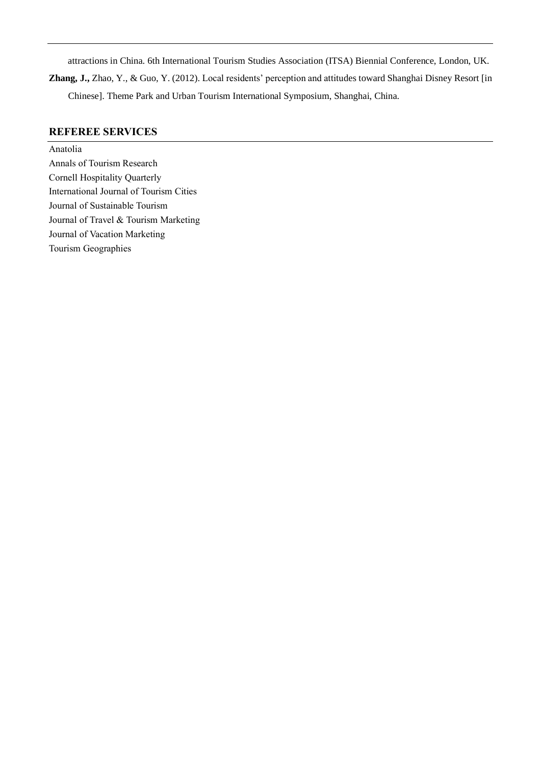attractions in China. 6th International Tourism Studies Association (ITSA) Biennial Conference, London, UK.

**Zhang, J.,** Zhao, Y., & Guo, Y. (2012). Local residents' perception and attitudes toward Shanghai Disney Resort [in Chinese]. Theme Park and Urban Tourism International Symposium, Shanghai, China.

## REFEREE SERVICES

Anatolia  
Annals of Tourism Research  
Cornell Hospitality Quarterly  
International Journal of Tourism Cities  
Journal of Sustainable Tourism  
Journal of Travel & Tourism Marketing  
Journal of Vacation Marketing  
Tourism Geographies